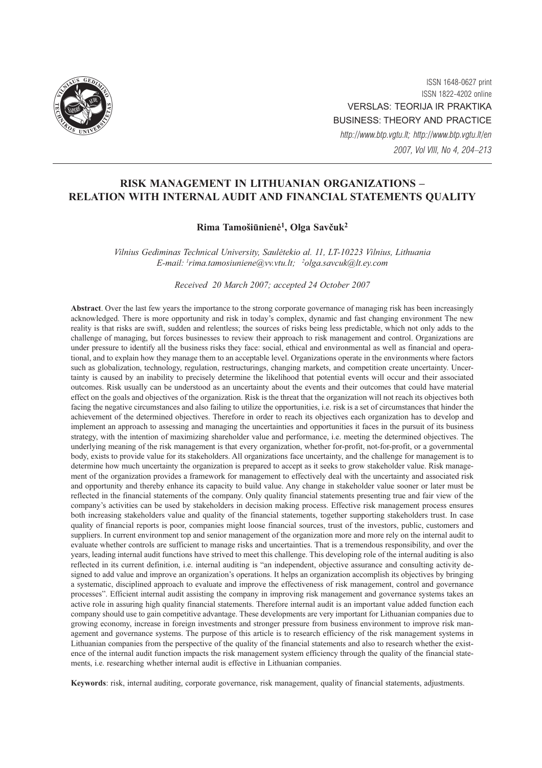ISSN 1648-0627 print
ISSN 1822-4202 online
VERSLAS: TEORIJA IR PRAKTIKA
BUSINESS: THEORY AND PRACTICE
*http://www.btp.vgtu.lt; http://www.btp.vgtu.lt/en*
*2007, Vol VIII, No 4, 204–213*

# RISK MANAGEMENT IN LITHUANIAN ORGANIZATIONS – RELATION WITH INTERNAL AUDIT AND FINANCIAL STATEMENTS QUALITY

**Rima Tamošiūnienė[1], Olga Savčuk[2]**

*Vilnius Gediminas Technical University, Saulėtekio al. 11, LT-10223 Vilnius, Lithuania*
*E-mail: [1]rima.tamosiuniene@vv.vtu.lt; [2]olga.savcuk@lt.ey.com*

*Received 20 March 2007; accepted 24 October 2007*

**Abstract**. Over the last few years the importance to the strong corporate governance of managing risk has been increasingly acknowledged. There is more opportunity and risk in today's complex, dynamic and fast changing environment The new reality is that risks are swift, sudden and relentless; the sources of risks being less predictable, which not only adds to the challenge of managing, but forces businesses to review their approach to risk management and control. Organizations are under pressure to identify all the business risks they face: social, ethical and environmental as well as financial and operational, and to explain how they manage them to an acceptable level. Organizations operate in the environments where factors such as globalization, technology, regulation, restructurings, changing markets, and competition create uncertainty. Uncertainty is caused by an inability to precisely determine the likelihood that potential events will occur and their associated outcomes. Risk usually can be understood as an uncertainty about the events and their outcomes that could have material effect on the goals and objectives of the organization. Risk is the threat that the organization will not reach its objectives both facing the negative circumstances and also failing to utilize the opportunities, i.e. risk is a set of circumstances that hinder the achievement of the determined objectives. Therefore in order to reach its objectives each organization has to develop and implement an approach to assessing and managing the uncertainties and opportunities it faces in the pursuit of its business strategy, with the intention of maximizing shareholder value and performance, i.e. meeting the determined objectives. The underlying meaning of the risk management is that every organization, whether for-profit, not-for-profit, or a governmental body, exists to provide value for its stakeholders. All organizations face uncertainty, and the challenge for management is to determine how much uncertainty the organization is prepared to accept as it seeks to grow stakeholder value. Risk management of the organization provides a framework for management to effectively deal with the uncertainty and associated risk and opportunity and thereby enhance its capacity to build value. Any change in stakeholder value sooner or later must be reflected in the financial statements of the company. Only quality financial statements presenting true and fair view of the company's activities can be used by stakeholders in decision making process. Effective risk management process ensures both increasing stakeholders value and quality of the financial statements, together supporting stakeholders trust. In case quality of financial reports is poor, companies might loose financial sources, trust of the investors, public, customers and suppliers. In current environment top and senior management of the organization more and more rely on the internal audit to evaluate whether controls are sufficient to manage risks and uncertainties. That is a tremendous responsibility, and over the years, leading internal audit functions have strived to meet this challenge. This developing role of the internal auditing is also reflected in its current definition, i.e. internal auditing is "an independent, objective assurance and consulting activity designed to add value and improve an organization's operations. It helps an organization accomplish its objectives by bringing a systematic, disciplined approach to evaluate and improve the effectiveness of risk management, control and governance processes". Efficient internal audit assisting the company in improving risk management and governance systems takes an active role in assuring high quality financial statements. Therefore internal audit is an important value added function each company should use to gain competitive advantage. These developments are very important for Lithuanian companies due to growing economy, increase in foreign investments and stronger pressure from business environment to improve risk management and governance systems. The purpose of this article is to research efficiency of the risk management systems in Lithuanian companies from the perspective of the quality of the financial statements and also to research whether the existence of the internal audit function impacts the risk management system efficiency through the quality of the financial statements, i.e. researching whether internal audit is effective in Lithuanian companies.

**Keywords**: risk, internal auditing, corporate governance, risk management, quality of financial statements, adjustments.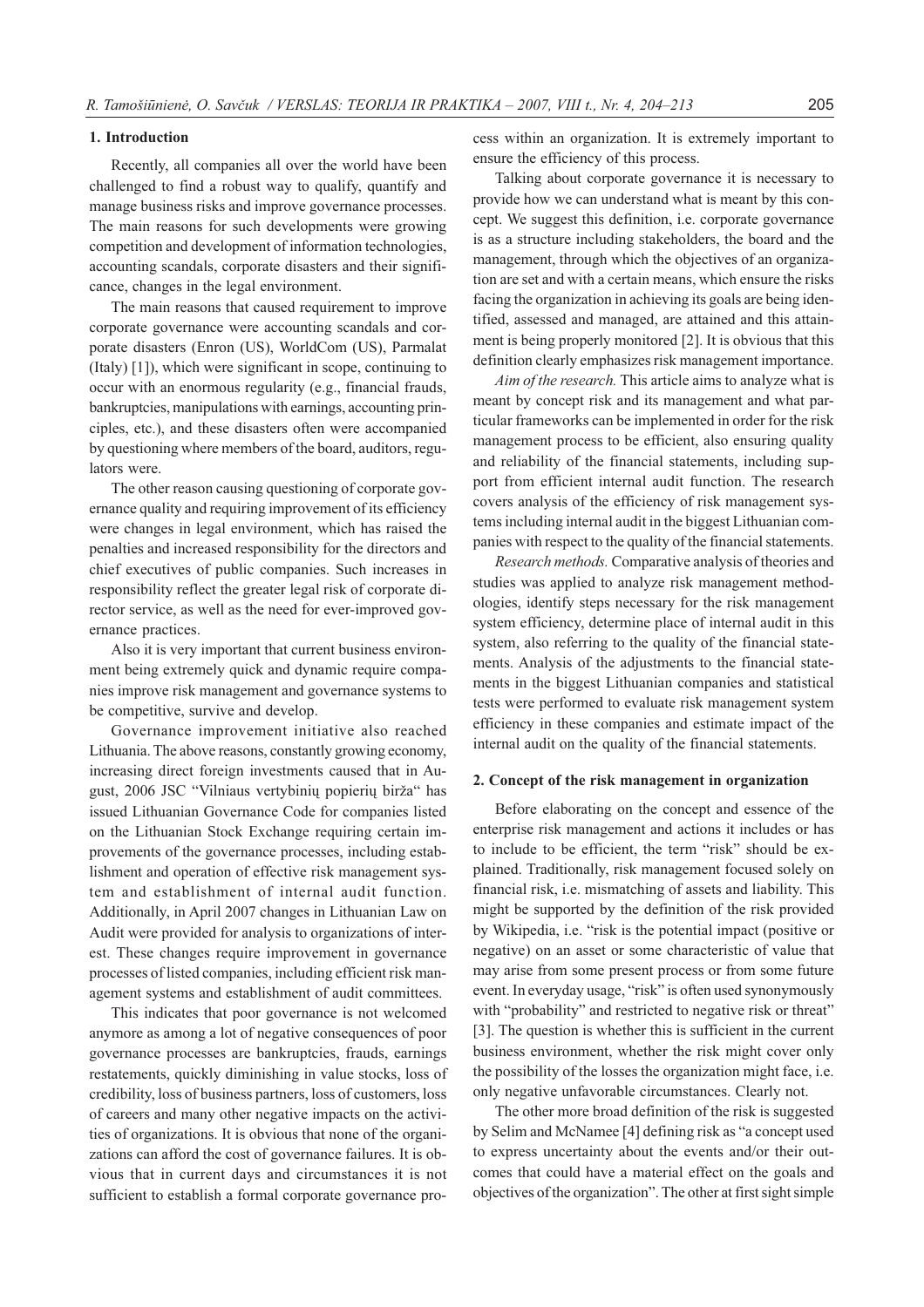## 1. Introduction

Recently, all companies all over the world have been challenged to find a robust way to qualify, quantify and manage business risks and improve governance processes. The main reasons for such developments were growing competition and development of information technologies, accounting scandals, corporate disasters and their significance, changes in the legal environment.

The main reasons that caused requirement to improve corporate governance were accounting scandals and corporate disasters (Enron (US), WorldCom (US), Parmalat (Italy) [1]), which were significant in scope, continuing to occur with an enormous regularity (e.g., financial frauds, bankruptcies, manipulations with earnings, accounting principles, etc.), and these disasters often were accompanied by questioning where members of the board, auditors, regulators were.

The other reason causing questioning of corporate governance quality and requiring improvement of its efficiency were changes in legal environment, which has raised the penalties and increased responsibility for the directors and chief executives of public companies. Such increases in responsibility reflect the greater legal risk of corporate director service, as well as the need for ever-improved governance practices.

Also it is very important that current business environment being extremely quick and dynamic require companies improve risk management and governance systems to be competitive, survive and develop.

Governance improvement initiative also reached Lithuania. The above reasons, constantly growing economy, increasing direct foreign investments caused that in August, 2006 JSC "Vilniaus vertybinių popierių birža" has issued Lithuanian Governance Code for companies listed on the Lithuanian Stock Exchange requiring certain improvements of the governance processes, including establishment and operation of effective risk management system and establishment of internal audit function. Additionally, in April 2007 changes in Lithuanian Law on Audit were provided for analysis to organizations of interest. These changes require improvement in governance processes of listed companies, including efficient risk management systems and establishment of audit committees.

This indicates that poor governance is not welcomed anymore as among a lot of negative consequences of poor governance processes are bankruptcies, frauds, earnings restatements, quickly diminishing in value stocks, loss of credibility, loss of business partners, loss of customers, loss of careers and many other negative impacts on the activities of organizations. It is obvious that none of the organizations can afford the cost of governance failures. It is obvious that in current days and circumstances it is not sufficient to establish a formal corporate governance process within an organization. It is extremely important to ensure the efficiency of this process.

Talking about corporate governance it is necessary to provide how we can understand what is meant by this concept. We suggest this definition, i.e. corporate governance is as a structure including stakeholders, the board and the management, through which the objectives of an organization are set and with a certain means, which ensure the risks facing the organization in achieving its goals are being identified, assessed and managed, are attained and this attainment is being properly monitored [2]. It is obvious that this definition clearly emphasizes risk management importance.

*Aim of the research.* This article aims to analyze what is meant by concept risk and its management and what particular frameworks can be implemented in order for the risk management process to be efficient, also ensuring quality and reliability of the financial statements, including support from efficient internal audit function. The research covers analysis of the efficiency of risk management systems including internal audit in the biggest Lithuanian companies with respect to the quality of the financial statements.

*Research methods.* Comparative analysis of theories and studies was applied to analyze risk management methodologies, identify steps necessary for the risk management system efficiency, determine place of internal audit in this system, also referring to the quality of the financial statements. Analysis of the adjustments to the financial statements in the biggest Lithuanian companies and statistical tests were performed to evaluate risk management system efficiency in these companies and estimate impact of the internal audit on the quality of the financial statements.

## 2. Concept of the risk management in organization

Before elaborating on the concept and essence of the enterprise risk management and actions it includes or has to include to be efficient, the term "risk" should be explained. Traditionally, risk management focused solely on financial risk, i.e. mismatching of assets and liability. This might be supported by the definition of the risk provided by Wikipedia, i.e. "risk is the potential impact (positive or negative) on an asset or some characteristic of value that may arise from some present process or from some future event. In everyday usage, "risk" is often used synonymously with "probability" and restricted to negative risk or threat" [3]. The question is whether this is sufficient in the current business environment, whether the risk might cover only the possibility of the losses the organization might face, i.e. only negative unfavorable circumstances. Clearly not.

The other more broad definition of the risk is suggested by Selim and McNamee [4] defining risk as "a concept used to express uncertainty about the events and/or their outcomes that could have a material effect on the goals and objectives of the organization". The other at first sight simple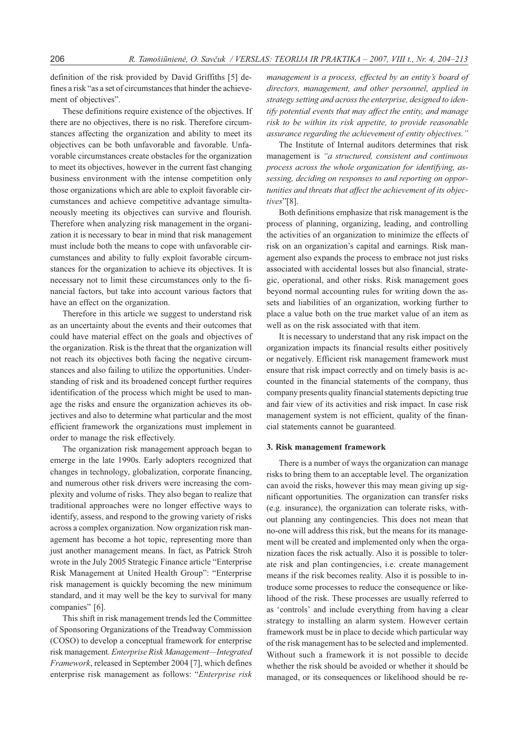definition of the risk provided by David Griffiths [5] defines a risk "as a set of circumstances that hinder the achievement of objectives".

These definitions require existence of the objectives. If there are no objectives, there is no risk. Therefore circumstances affecting the organization and ability to meet its objectives can be both unfavorable and favorable. Unfavorable circumstances create obstacles for the organization to meet its objectives, however in the current fast changing business environment with the intense competition only those organizations which are able to exploit favorable circumstances and achieve competitive advantage simultaneously meeting its objectives can survive and flourish. Therefore when analyzing risk management in the organization it is necessary to bear in mind that risk management must include both the means to cope with unfavorable circumstances and ability to fully exploit favorable circumstances for the organization to achieve its objectives. It is necessary not to limit these circumstances only to the financial factors, but take into account various factors that have an effect on the organization.

Therefore in this article we suggest to understand risk as an uncertainty about the events and their outcomes that could have material effect on the goals and objectives of the organization. Risk is the threat that the organization will not reach its objectives both facing the negative circumstances and also failing to utilize the opportunities. Understanding of risk and its broadened concept further requires identification of the process which might be used to manage the risks and ensure the organization achieves its objectives and also to determine what particular and the most efficient framework the organizations must implement in order to manage the risk effectively.

The organization risk management approach began to emerge in the late 1990s. Early adopters recognized that changes in technology, globalization, corporate financing, and numerous other risk drivers were increasing the complexity and volume of risks. They also began to realize that traditional approaches were no longer effective ways to identify, assess, and respond to the growing variety of risks across a complex organization. Now organization risk management has become a hot topic, representing more than just another management means. In fact, as Patrick Stroh wrote in the July 2005 Strategic Finance article "Enterprise Risk Management at United Health Group": "Enterprise risk management is quickly becoming the new minimum standard, and it may well be the key to survival for many companies" [6].

This shift in risk management trends led the Committee of Sponsoring Organizations of the Treadway Commission (COSO) to develop a conceptual framework for enterprise risk management. *Enterprise Risk Management—Integrated Framework*, released in September 2004 [7], which defines enterprise risk management as follows: "*Enterprise risk management is a process, effected by an entity's board of directors, management, and other personnel, applied in strategy setting and across the enterprise, designed to identify potential events that may affect the entity, and manage risk to be within its risk appetite, to provide reasonable assurance regarding the achievement of entity objectives."*

The Institute of Internal auditors determines that risk management is *"a structured, consistent and continuous process across the whole organization for identifying, assessing, deciding on responses to and reporting on opportunities and threats that affect the achievement of its objectives*"[8].

Both definitions emphasize that risk management is the process of planning, organizing, leading, and controlling the activities of an organization to minimize the effects of risk on an organization's capital and earnings. Risk management also expands the process to embrace not just risks associated with accidental losses but also financial, strategic, operational, and other risks. Risk management goes beyond normal accounting rules for writing down the assets and liabilities of an organization, working further to place a value both on the true market value of an item as well as on the risk associated with that item.

It is necessary to understand that any risk impact on the organization impacts its financial results either positively or negatively. Efficient risk management framework must ensure that risk impact correctly and on timely basis is accounted in the financial statements of the company, thus company presents quality financial statements depicting true and fair view of its activities and risk impact. In case risk management system is not efficient, quality of the financial statements cannot be guaranteed.

### 3. Risk management framework

There is a number of ways the organization can manage risks to bring them to an acceptable level. The organization can avoid the risks, however this may mean giving up significant opportunities. The organization can transfer risks (e.g. insurance), the organization can tolerate risks, without planning any contingencies. This does not mean that no-one will address this risk, but the means for its management will be created and implemented only when the organization faces the risk actually. Also it is possible to tolerate risk and plan contingencies, i.e. create management means if the risk becomes reality. Also it is possible to introduce some processes to reduce the consequence or likelihood of the risk. These processes are usually referred to as 'controls' and include everything from having a clear strategy to installing an alarm system. However certain framework must be in place to decide which particular way of the risk management has to be selected and implemented. Without such a framework it is not possible to decide whether the risk should be avoided or whether it should be managed, or its consequences or likelihood should be re-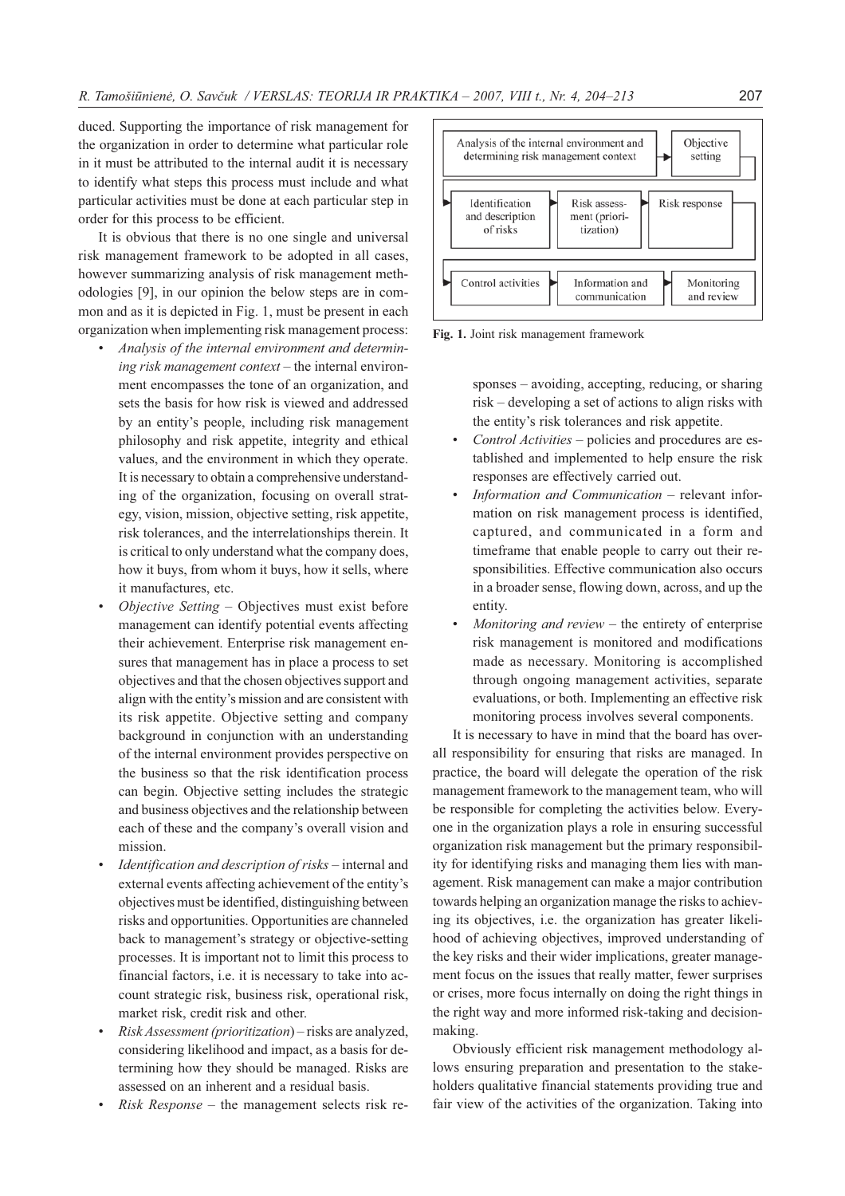duced. Supporting the importance of risk management for the organization in order to determine what particular role in it must be attributed to the internal audit it is necessary to identify what steps this process must include and what particular activities must be done at each particular step in order for this process to be efficient.

It is obvious that there is no one single and universal risk management framework to be adopted in all cases, however summarizing analysis of risk management methodologies [9], in our opinion the below steps are in common and as it is depicted in Fig. 1, must be present in each organization when implementing risk management process:

- *Analysis of the internal environment and determining risk management context* – the internal environment encompasses the tone of an organization, and sets the basis for how risk is viewed and addressed by an entity's people, including risk management philosophy and risk appetite, integrity and ethical values, and the environment in which they operate. It is necessary to obtain a comprehensive understanding of the organization, focusing on overall strategy, vision, mission, objective setting, risk appetite, risk tolerances, and the interrelationships therein. It is critical to only understand what the company does, how it buys, from whom it buys, how it sells, where it manufactures, etc.
- *Objective Setting* – Objectives must exist before management can identify potential events affecting their achievement. Enterprise risk management ensures that management has in place a process to set objectives and that the chosen objectives support and align with the entity's mission and are consistent with its risk appetite. Objective setting and company background in conjunction with an understanding of the internal environment provides perspective on the business so that the risk identification process can begin. Objective setting includes the strategic and business objectives and the relationship between each of these and the company's overall vision and mission.
- *Identification and description of risks* – internal and external events affecting achievement of the entity's objectives must be identified, distinguishing between risks and opportunities. Opportunities are channeled back to management's strategy or objective-setting processes. It is important not to limit this process to financial factors, i.e. it is necessary to take into account strategic risk, business risk, operational risk, market risk, credit risk and other.
- *Risk Assessment (prioritization)* – risks are analyzed, considering likelihood and impact, as a basis for determining how they should be managed. Risks are assessed on an inherent and a residual basis.
- *Risk Response* – the management selects risk responses – avoiding, accepting, reducing, or sharing risk – developing a set of actions to align risks with the entity's risk tolerances and risk appetite.
- *Control Activities* – policies and procedures are established and implemented to help ensure the risk responses are effectively carried out.
- *Information and Communication* – relevant information on risk management process is identified, captured, and communicated in a form and timeframe that enable people to carry out their responsibilities. Effective communication also occurs in a broader sense, flowing down, across, and up the entity.
- *Monitoring and review* – the entirety of enterprise risk management is monitored and modifications made as necessary. Monitoring is accomplished through ongoing management activities, separate evaluations, or both. Implementing an effective risk monitoring process involves several components.

Analysis of the internal environment and determining risk management context → Objective setting

Identification and description of risks → Risk assessment (prioritization) → Risk response

Control activities → Information and communication → Monitoring and review

**Fig. 1.** Joint risk management framework

It is necessary to have in mind that the board has overall responsibility for ensuring that risks are managed. In practice, the board will delegate the operation of the risk management framework to the management team, who will be responsible for completing the activities below. Everyone in the organization plays a role in ensuring successful organization risk management but the primary responsibility for identifying risks and managing them lies with management. Risk management can make a major contribution towards helping an organization manage the risks to achieving its objectives, i.e. the organization has greater likelihood of achieving objectives, improved understanding of the key risks and their wider implications, greater management focus on the issues that really matter, fewer surprises or crises, more focus internally on doing the right things in the right way and more informed risk-taking and decision-making.

Obviously efficient risk management methodology allows ensuring preparation and presentation to the stakeholders qualitative financial statements providing true and fair view of the activities of the organization. Taking into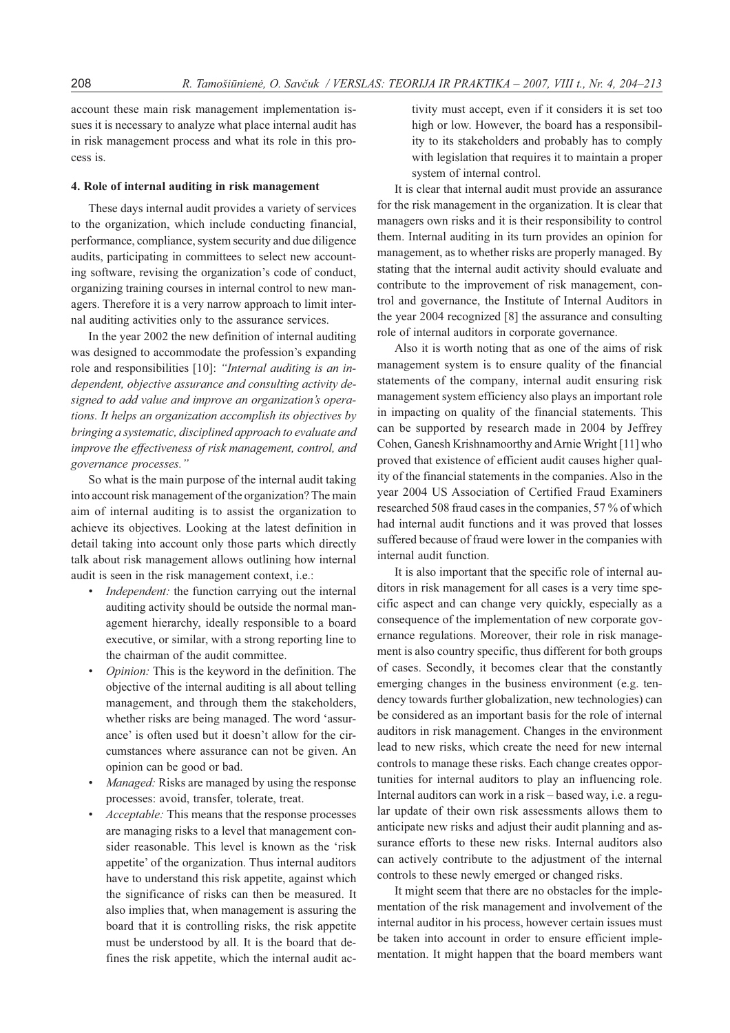account these main risk management implementation issues it is necessary to analyze what place internal audit has in risk management process and what its role in this process is.

#### 4. Role of internal auditing in risk management

These days internal audit provides a variety of services to the organization, which include conducting financial, performance, compliance, system security and due diligence audits, participating in committees to select new accounting software, revising the organization's code of conduct, organizing training courses in internal control to new managers. Therefore it is a very narrow approach to limit internal auditing activities only to the assurance services.

In the year 2002 the new definition of internal auditing was designed to accommodate the profession's expanding role and responsibilities [10]: *"Internal auditing is an independent, objective assurance and consulting activity designed to add value and improve an organization's operations. It helps an organization accomplish its objectives by bringing a systematic, disciplined approach to evaluate and improve the effectiveness of risk management, control, and governance processes."*

So what is the main purpose of the internal audit taking into account risk management of the organization? The main aim of internal auditing is to assist the organization to achieve its objectives. Looking at the latest definition in detail taking into account only those parts which directly talk about risk management allows outlining how internal audit is seen in the risk management context, i.e.:

- *Independent:* the function carrying out the internal auditing activity should be outside the normal management hierarchy, ideally responsible to a board executive, or similar, with a strong reporting line to the chairman of the audit committee.
- *Opinion:* This is the keyword in the definition. The objective of the internal auditing is all about telling management, and through them the stakeholders, whether risks are being managed. The word 'assurance' is often used but it doesn't allow for the circumstances where assurance can not be given. An opinion can be good or bad.
- *Managed:* Risks are managed by using the response processes: avoid, transfer, tolerate, treat.
- *Acceptable:* This means that the response processes are managing risks to a level that management consider reasonable. This level is known as the 'risk appetite' of the organization. Thus internal auditors have to understand this risk appetite, against which the significance of risks can then be measured. It also implies that, when management is assuring the board that it is controlling risks, the risk appetite must be understood by all. It is the board that defines the risk appetite, which the internal audit activity must accept, even if it considers it is set too high or low. However, the board has a responsibility to its stakeholders and probably has to comply with legislation that requires it to maintain a proper system of internal control.

It is clear that internal audit must provide an assurance for the risk management in the organization. It is clear that managers own risks and it is their responsibility to control them. Internal auditing in its turn provides an opinion for management, as to whether risks are properly managed. By stating that the internal audit activity should evaluate and contribute to the improvement of risk management, control and governance, the Institute of Internal Auditors in the year 2004 recognized [8] the assurance and consulting role of internal auditors in corporate governance.

Also it is worth noting that as one of the aims of risk management system is to ensure quality of the financial statements of the company, internal audit ensuring risk management system efficiency also plays an important role in impacting on quality of the financial statements. This can be supported by research made in 2004 by Jeffrey Cohen, Ganesh Krishnamoorthy and Arnie Wright [11] who proved that existence of efficient audit causes higher quality of the financial statements in the companies. Also in the year 2004 US Association of Certified Fraud Examiners researched 508 fraud cases in the companies, 57 % of which had internal audit functions and it was proved that losses suffered because of fraud were lower in the companies with internal audit function.

It is also important that the specific role of internal auditors in risk management for all cases is a very time specific aspect and can change very quickly, especially as a consequence of the implementation of new corporate governance regulations. Moreover, their role in risk management is also country specific, thus different for both groups of cases. Secondly, it becomes clear that the constantly emerging changes in the business environment (e.g. tendency towards further globalization, new technologies) can be considered as an important basis for the role of internal auditors in risk management. Changes in the environment lead to new risks, which create the need for new internal controls to manage these risks. Each change creates opportunities for internal auditors to play an influencing role. Internal auditors can work in a risk – based way, i.e. a regular update of their own risk assessments allows them to anticipate new risks and adjust their audit planning and assurance efforts to these new risks. Internal auditors also can actively contribute to the adjustment of the internal controls to these newly emerged or changed risks.

It might seem that there are no obstacles for the implementation of the risk management and involvement of the internal auditor in his process, however certain issues must be taken into account in order to ensure efficient implementation. It might happen that the board members want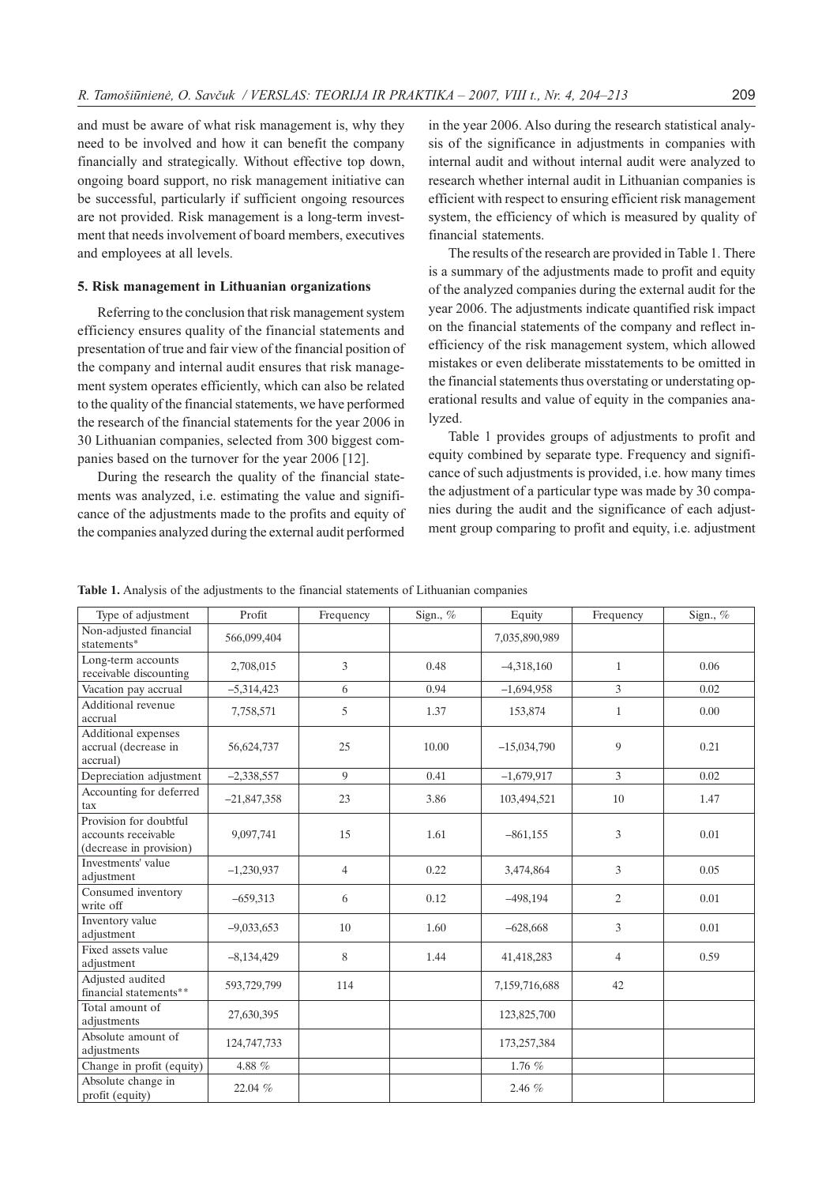and must be aware of what risk management is, why they need to be involved and how it can benefit the company financially and strategically. Without effective top down, ongoing board support, no risk management initiative can be successful, particularly if sufficient ongoing resources are not provided. Risk management is a long-term investment that needs involvement of board members, executives and employees at all levels.

## 5. Risk management in Lithuanian organizations

Referring to the conclusion that risk management system efficiency ensures quality of the financial statements and presentation of true and fair view of the financial position of the company and internal audit ensures that risk management system operates efficiently, which can also be related to the quality of the financial statements, we have performed the research of the financial statements for the year 2006 in 30 Lithuanian companies, selected from 300 biggest companies based on the turnover for the year 2006 [12].

During the research the quality of the financial statements was analyzed, i.e. estimating the value and significance of the adjustments made to the profits and equity of the companies analyzed during the external audit performed in the year 2006. Also during the research statistical analysis of the significance in adjustments in companies with internal audit and without internal audit were analyzed to research whether internal audit in Lithuanian companies is efficient with respect to ensuring efficient risk management system, the efficiency of which is measured by quality of financial statements.

The results of the research are provided in Table 1. There is a summary of the adjustments made to profit and equity of the analyzed companies during the external audit for the year 2006. The adjustments indicate quantified risk impact on the financial statements of the company and reflect inefficiency of the risk management system, which allowed mistakes or even deliberate misstatements to be omitted in the financial statements thus overstating or understating operational results and value of equity in the companies analyzed.

Table 1 provides groups of adjustments to profit and equity combined by separate type. Frequency and significance of such adjustments is provided, i.e. how many times the adjustment of a particular type was made by 30 companies during the audit and the significance of each adjustment group comparing to profit and equity, i.e. adjustment

**Table 1.** Analysis of the adjustments to the financial statements of Lithuanian companies

| Type of adjustment | Profit | Frequency | Sign., % | Equity | Frequency | Sign., % |
|---|---|---|---|---|---|---|
| Non-adjusted financial statements* | 566,099,404 | | | 7,035,890,989 | | |
| Long-term accounts receivable discounting | 2,708,015 | 3 | 0.48 | –4,318,160 | 1 | 0.06 |
| Vacation pay accrual | –5,314,423 | 6 | 0.94 | –1,694,958 | 3 | 0.02 |
| Additional revenue accrual | 7,758,571 | 5 | 1.37 | 153,874 | 1 | 0.00 |
| Additional expenses accrual (decrease in accrual) | 56,624,737 | 25 | 10.00 | –15,034,790 | 9 | 0.21 |
| Depreciation adjustment | –2,338,557 | 9 | 0.41 | –1,679,917 | 3 | 0.02 |
| Accounting for deferred tax | –21,847,358 | 23 | 3.86 | 103,494,521 | 10 | 1.47 |
| Provision for doubtful accounts receivable (decrease in provision) | 9,097,741 | 15 | 1.61 | –861,155 | 3 | 0.01 |
| Investments' value adjustment | –1,230,937 | 4 | 0.22 | 3,474,864 | 3 | 0.05 |
| Consumed inventory write off | –659,313 | 6 | 0.12 | –498,194 | 2 | 0.01 |
| Inventory value adjustment | –9,033,653 | 10 | 1.60 | –628,668 | 3 | 0.01 |
| Fixed assets value adjustment | –8,134,429 | 8 | 1.44 | 41,418,283 | 4 | 0.59 |
| Adjusted audited financial statements** | 593,729,799 | 114 | | 7,159,716,688 | 42 | |
| Total amount of adjustments | 27,630,395 | | | 123,825,700 | | |
| Absolute amount of adjustments | 124,747,733 | | | 173,257,384 | | |
| Change in profit (equity) | 4.88 % | | | 1.76 % | | |
| Absolute change in profit (equity) | 22.04 % | | | 2.46 % | | |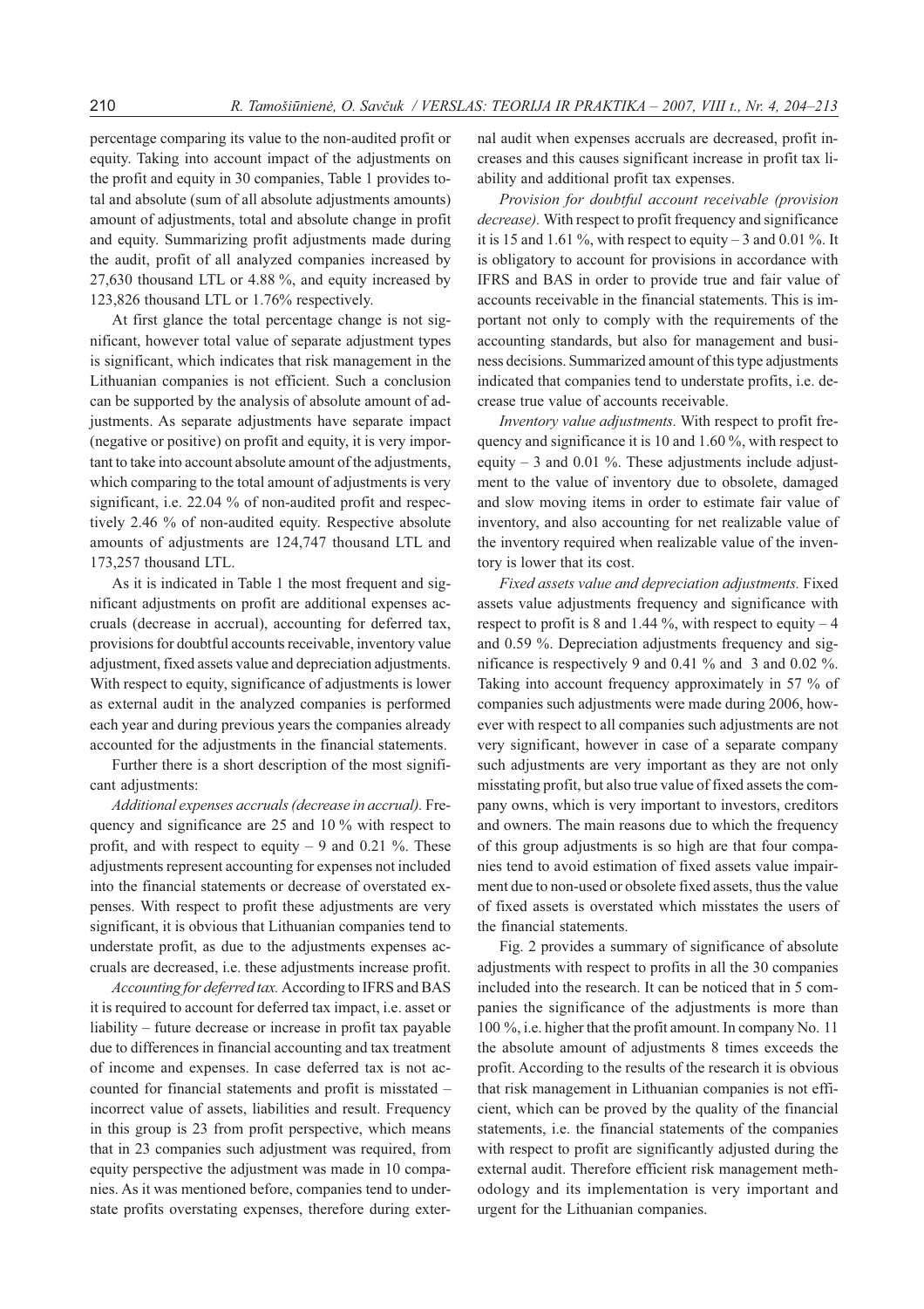percentage comparing its value to the non-audited profit or equity. Taking into account impact of the adjustments on the profit and equity in 30 companies, Table 1 provides total and absolute (sum of all absolute adjustments amounts) amount of adjustments, total and absolute change in profit and equity. Summarizing profit adjustments made during the audit, profit of all analyzed companies increased by 27,630 thousand LTL or 4.88 %, and equity increased by 123,826 thousand LTL or 1.76% respectively.

At first glance the total percentage change is not significant, however total value of separate adjustment types is significant, which indicates that risk management in the Lithuanian companies is not efficient. Such a conclusion can be supported by the analysis of absolute amount of adjustments. As separate adjustments have separate impact (negative or positive) on profit and equity, it is very important to take into account absolute amount of the adjustments, which comparing to the total amount of adjustments is very significant, i.e. 22.04 % of non-audited profit and respectively 2.46 % of non-audited equity. Respective absolute amounts of adjustments are 124,747 thousand LTL and 173,257 thousand LTL.

As it is indicated in Table 1 the most frequent and significant adjustments on profit are additional expenses accruals (decrease in accrual), accounting for deferred tax, provisions for doubtful accounts receivable, inventory value adjustment, fixed assets value and depreciation adjustments. With respect to equity, significance of adjustments is lower as external audit in the analyzed companies is performed each year and during previous years the companies already accounted for the adjustments in the financial statements.

Further there is a short description of the most significant adjustments:

*Additional expenses accruals (decrease in accrual).* Frequency and significance are 25 and 10 % with respect to profit, and with respect to equity – 9 and 0.21 %. These adjustments represent accounting for expenses not included into the financial statements or decrease of overstated expenses. With respect to profit these adjustments are very significant, it is obvious that Lithuanian companies tend to understate profit, as due to the adjustments expenses accruals are decreased, i.e. these adjustments increase profit.

*Accounting for deferred tax.* According to IFRS and BAS it is required to account for deferred tax impact, i.e. asset or liability – future decrease or increase in profit tax payable due to differences in financial accounting and tax treatment of income and expenses. In case deferred tax is not accounted for financial statements and profit is misstated – incorrect value of assets, liabilities and result. Frequency in this group is 23 from profit perspective, which means that in 23 companies such adjustment was required, from equity perspective the adjustment was made in 10 companies. As it was mentioned before, companies tend to understate profits overstating expenses, therefore during external audit when expenses accruals are decreased, profit increases and this causes significant increase in profit tax liability and additional profit tax expenses.

*Provision for doubtful account receivable (provision decrease).* With respect to profit frequency and significance it is 15 and 1.61 %, with respect to equity – 3 and 0.01 %. It is obligatory to account for provisions in accordance with IFRS and BAS in order to provide true and fair value of accounts receivable in the financial statements. This is important not only to comply with the requirements of the accounting standards, but also for management and business decisions. Summarized amount of this type adjustments indicated that companies tend to understate profits, i.e. decrease true value of accounts receivable.

*Inventory value adjustments.* With respect to profit frequency and significance it is 10 and 1.60 %, with respect to equity – 3 and 0.01 %. These adjustments include adjustment to the value of inventory due to obsolete, damaged and slow moving items in order to estimate fair value of inventory, and also accounting for net realizable value of the inventory required when realizable value of the inventory is lower that its cost.

*Fixed assets value and depreciation adjustments.* Fixed assets value adjustments frequency and significance with respect to profit is 8 and 1.44 %, with respect to equity – 4 and 0.59 %. Depreciation adjustments frequency and significance is respectively 9 and 0.41 % and 3 and 0.02 %. Taking into account frequency approximately in 57 % of companies such adjustments were made during 2006, however with respect to all companies such adjustments are not very significant, however in case of a separate company such adjustments are very important as they are not only misstating profit, but also true value of fixed assets the company owns, which is very important to investors, creditors and owners. The main reasons due to which the frequency of this group adjustments is so high are that four companies tend to avoid estimation of fixed assets value impairment due to non-used or obsolete fixed assets, thus the value of fixed assets is overstated which misstates the users of the financial statements.

Fig. 2 provides a summary of significance of absolute adjustments with respect to profits in all the 30 companies included into the research. It can be noticed that in 5 companies the significance of the adjustments is more than 100 %, i.e. higher that the profit amount. In company No. 11 the absolute amount of adjustments 8 times exceeds the profit. According to the results of the research it is obvious that risk management in Lithuanian companies is not efficient, which can be proved by the quality of the financial statements, i.e. the financial statements of the companies with respect to profit are significantly adjusted during the external audit. Therefore efficient risk management methodology and its implementation is very important and urgent for the Lithuanian companies.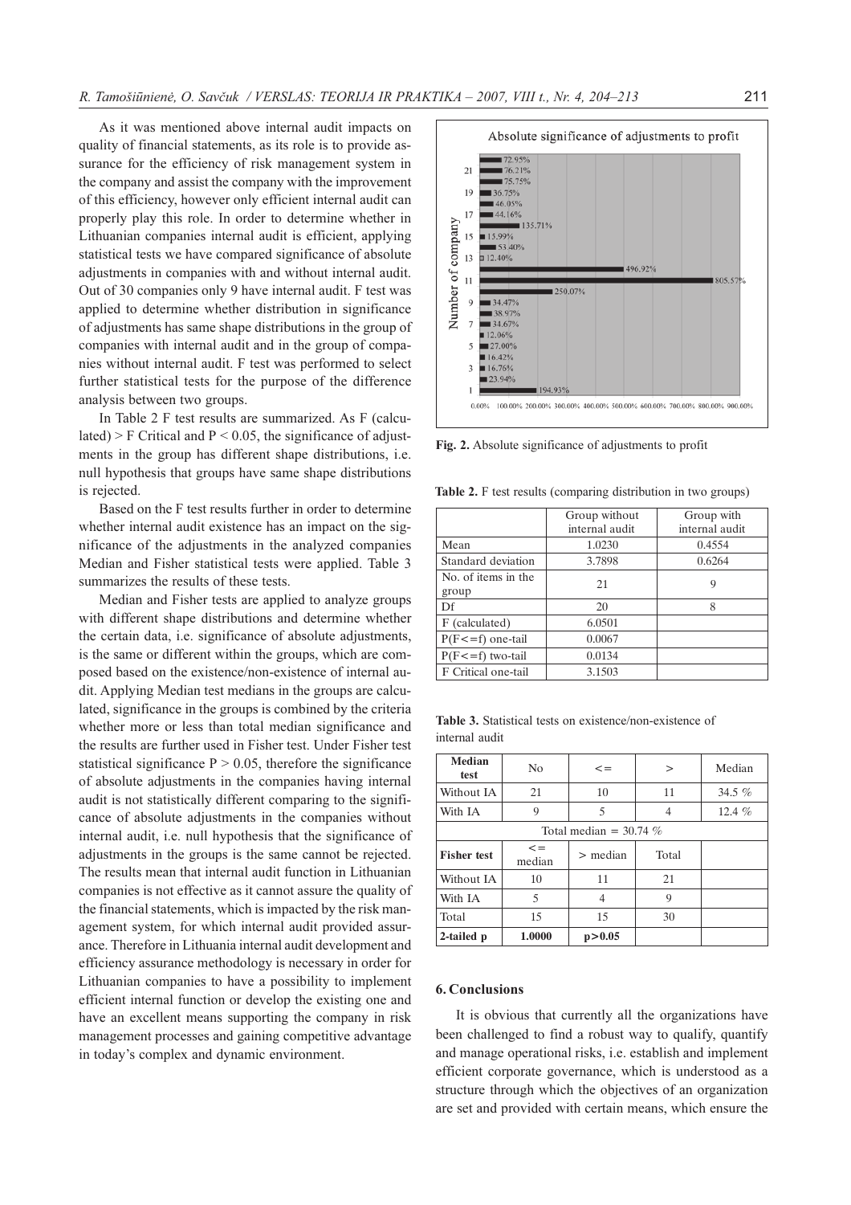As it was mentioned above internal audit impacts on quality of financial statements, as its role is to provide assurance for the efficiency of risk management system in the company and assist the company with the improvement of this efficiency, however only efficient internal audit can properly play this role. In order to determine whether in Lithuanian companies internal audit is efficient, applying statistical tests we have compared significance of absolute adjustments in companies with and without internal audit. Out of 30 companies only 9 have internal audit. F test was applied to determine whether distribution in significance of adjustments has same shape distributions in the group of companies with internal audit and in the group of companies without internal audit. F test was performed to select further statistical tests for the purpose of the difference analysis between two groups.

In Table 2 F test results are summarized. As F (calculated) > F Critical and $P < 0.05$, the significance of adjustments in the group has different shape distributions, i.e. null hypothesis that groups have same shape distributions is rejected.

Based on the F test results further in order to determine whether internal audit existence has an impact on the significance of the adjustments in the analyzed companies Median and Fisher statistical tests were applied. Table 3 summarizes the results of these tests.

Median and Fisher tests are applied to analyze groups with different shape distributions and determine whether the certain data, i.e. significance of absolute adjustments, is the same or different within the groups, which are composed based on the existence/non-existence of internal audit. Applying Median test medians in the groups are calculated, significance in the groups is combined by the criteria whether more or less than total median significance and the results are further used in Fisher test. Under Fisher test statistical significance $P > 0.05$, therefore the significance of absolute adjustments in the companies having internal audit is not statistically different comparing to the significance of absolute adjustments in the companies without internal audit, i.e. null hypothesis that the significance of adjustments in the groups is the same cannot be rejected. The results mean that internal audit function in Lithuanian companies is not effective as it cannot assure the quality of the financial statements, which is impacted by the risk management system, for which internal audit provided assurance. Therefore in Lithuania internal audit development and efficiency assurance methodology is necessary in order for Lithuanian companies to have a possibility to implement efficient internal function or develop the existing one and have an excellent means supporting the company in risk management processes and gaining competitive advantage in today's complex and dynamic environment.

**Fig. 2.** Absolute significance of adjustments to profit

**Table 2.** F test results (comparing distribution in two groups)

| | Group without internal audit | Group with internal audit |
|---|---|---|
| Mean | 1.0230 | 0.4554 |
| Standard deviation | 3.7898 | 0.6264 |
| No. of items in the group | 21 | 9 |
| Df | 20 | 8 |
| F (calculated) | 6.0501 | |
| P(F<=f) one-tail | 0.0067 | |
| P(F<=f) two-tail | 0.0134 | |
| F Critical one-tail | 3.1503 | |

**Table 3.** Statistical tests on existence/non-existence of internal audit

| **Median test** | No | <= | > | Median |
|---|---|---|---|---|
| Without IA | 21 | 10 | 11 | 34.5 % |
| With IA | 9 | 5 | 4 | 12.4 % |
| Total median = 30.74 % | | | | |
| **Fisher test** | <= median | > median | Total | |
| Without IA | 10 | 11 | 21 | |
| With IA | 5 | 4 | 9 | |
| Total | 15 | 15 | 30 | |
| **2-tailed p** | **1.0000** | **p>0.05** | | |

## 6. Conclusions

It is obvious that currently all the organizations have been challenged to find a robust way to qualify, quantify and manage operational risks, i.e. establish and implement efficient corporate governance, which is understood as a structure through which the objectives of an organization are set and provided with certain means, which ensure the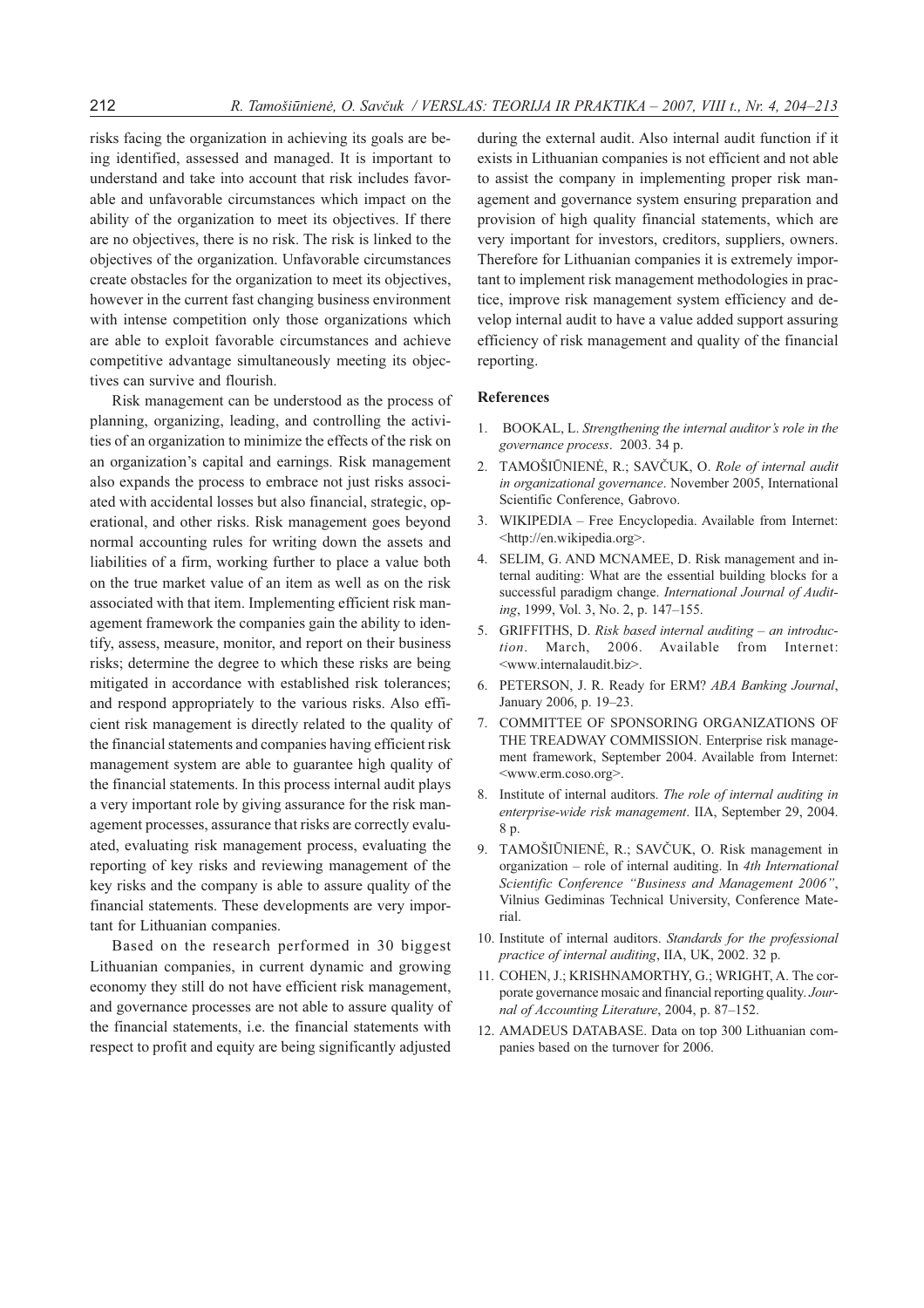risks facing the organization in achieving its goals are being identified, assessed and managed. It is important to understand and take into account that risk includes favorable and unfavorable circumstances which impact on the ability of the organization to meet its objectives. If there are no objectives, there is no risk. The risk is linked to the objectives of the organization. Unfavorable circumstances create obstacles for the organization to meet its objectives, however in the current fast changing business environment with intense competition only those organizations which are able to exploit favorable circumstances and achieve competitive advantage simultaneously meeting its objectives can survive and flourish.

Risk management can be understood as the process of planning, organizing, leading, and controlling the activities of an organization to minimize the effects of the risk on an organization's capital and earnings. Risk management also expands the process to embrace not just risks associated with accidental losses but also financial, strategic, operational, and other risks. Risk management goes beyond normal accounting rules for writing down the assets and liabilities of a firm, working further to place a value both on the true market value of an item as well as on the risk associated with that item. Implementing efficient risk management framework the companies gain the ability to identify, assess, measure, monitor, and report on their business risks; determine the degree to which these risks are being mitigated in accordance with established risk tolerances; and respond appropriately to the various risks. Also efficient risk management is directly related to the quality of the financial statements and companies having efficient risk management system are able to guarantee high quality of the financial statements. In this process internal audit plays a very important role by giving assurance for the risk management processes, assurance that risks are correctly evaluated, evaluating risk management process, evaluating the reporting of key risks and reviewing management of the key risks and the company is able to assure quality of the financial statements. These developments are very important for Lithuanian companies.

Based on the research performed in 30 biggest Lithuanian companies, in current dynamic and growing economy they still do not have efficient risk management, and governance processes are not able to assure quality of the financial statements, i.e. the financial statements with respect to profit and equity are being significantly adjusted during the external audit. Also internal audit function if it exists in Lithuanian companies is not efficient and not able to assist the company in implementing proper risk management and governance system ensuring preparation and provision of high quality financial statements, which are very important for investors, creditors, suppliers, owners. Therefore for Lithuanian companies it is extremely important to implement risk management methodologies in practice, improve risk management system efficiency and develop internal audit to have a value added support assuring efficiency of risk management and quality of the financial reporting.

## References

1. BOOKAL, L. *Strengthening the internal auditor's role in the governance process*. 2003. 34 p.
2. TAMOŠIŪNIENĖ, R.; SAVČUK, O. *Role of internal audit in organizational governance*. November 2005, International Scientific Conference, Gabrovo.
3. WIKIPEDIA – Free Encyclopedia. Available from Internet: <http://en.wikipedia.org>.
4. SELIM, G. AND MCNAMEE, D. Risk management and internal auditing: What are the essential building blocks for a successful paradigm change. *International Journal of Auditing*, 1999, Vol. 3, No. 2, p. 147–155.
5. GRIFFITHS, D. *Risk based internal auditing – an introduction*. March, 2006. Available from Internet: <www.internalaudit.biz>.
6. PETERSON, J. R. Ready for ERM? *ABA Banking Journal*, January 2006, p. 19–23.
7. COMMITTEE OF SPONSORING ORGANIZATIONS OF THE TREADWAY COMMISSION. Enterprise risk management framework, September 2004. Available from Internet: <www.erm.coso.org>.
8. Institute of internal auditors. *The role of internal auditing in enterprise-wide risk management*. IIA, September 29, 2004. 8 p.
9. TAMOŠIŪNIENĖ, R.; SAVČUK, O. Risk management in organization – role of internal auditing. In *4th International Scientific Conference "Business and Management 2006"*, Vilnius Gediminas Technical University, Conference Material.
10. Institute of internal auditors. *Standards for the professional practice of internal auditing*, IIA, UK, 2002. 32 p.
11. COHEN, J.; KRISHNAMORTHY, G.; WRIGHT, A. The corporate governance mosaic and financial reporting quality. *Journal of Accounting Literature*, 2004, p. 87–152.
12. AMADEUS DATABASE. Data on top 300 Lithuanian companies based on the turnover for 2006.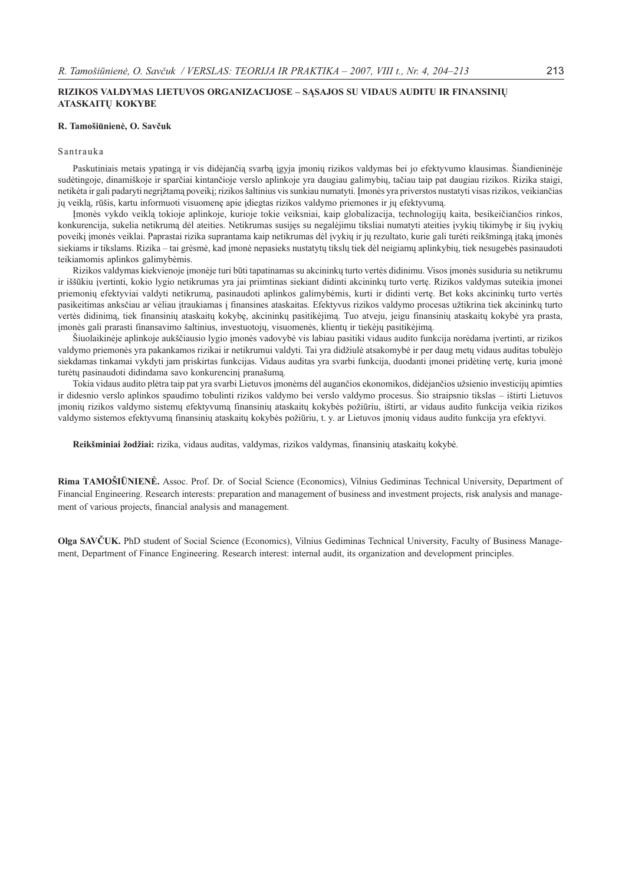## RIZIKOS VALDYMAS LIETUVOS ORGANIZACIJOSE – SĄSAJOS SU VIDAUS AUDITU IR FINANSINIŲ ATASKAITŲ KOKYBE

**R. Tamošiūnienė, O. Savčuk**

### Santrauka

Paskutiniais metais ypatingą ir vis didėjančią svarbą įgyja įmonių rizikos valdymas bei jo efektyvumo klausimas. Šiandieninėje sudėtingoje, dinamiškoje ir sparčiai kintančioje verslo aplinkoje yra daugiau galimybių, tačiau taip pat daugiau rizikos. Rizika staigi, netikėta ir gali padaryti negrįžtamą poveikį; rizikos šaltinius vis sunkiau numatyti. Įmonės yra priverstos nustatyti visas rizikos, veikiančias jų veiklą, rūšis, kartu informuoti visuomenę apie įdiegtas rizikos valdymo priemones ir jų efektyvumą.

Įmonės vykdo veiklą tokioje aplinkoje, kurioje tokie veiksniai, kaip globalizacija, technologijų kaita, besikeičiančios rinkos, konkurencija, sukelia netikrumą dėl ateities. Netikrumas susijęs su negalėjimu tiksliai numatyti ateities įvykių tikimybę ir šių įvykių poveikį įmonės veiklai. Paprastai rizika suprantama kaip netikrumas dėl įvykių ir jų rezultato, kurie gali turėti reikšmingą įtaką įmonės siekiams ir tikslams. Rizika – tai grėsmė, kad įmonė nepasieks nustatytų tikslų tiek dėl neigiamų aplinkybių, tiek nesugebės pasinaudoti teikiamomis aplinkos galimybėmis.

Rizikos valdymas kiekvienoje įmonėje turi būti tapatinamas su akcininkų turto vertės didinimu. Visos įmonės susiduria su netikrumu ir iššūkiu įvertinti, kokio lygio netikrumas yra jai priimtinas siekiant didinti akcininkų turto vertę. Rizikos valdymas suteikia įmonei priemonių efektyviai valdyti netikrumą, pasinaudoti aplinkos galimybėmis, kurti ir didinti vertę. Bet koks akcininkų turto vertės pasikeitimas anksčiau ar vėliau įtraukiamas į finansines ataskaitas. Efektyvus rizikos valdymo procesas užtikrina tiek akcininkų turto vertės didinimą, tiek finansinių ataskaitų kokybę, akcininkų pasitikėjimą. Tuo atveju, jeigu finansinių ataskaitų kokybė yra prasta, įmonės gali prarasti finansavimo šaltinius, investuotojų, visuomenės, klientų ir tiekėjų pasitikėjimą.

Šiuolaikinėje aplinkoje aukščiausio lygio įmonės vadovybė vis labiau pasitiki vidaus audito funkcija norėdama įvertinti, ar rizikos valdymo priemonės yra pakankamos rizikai ir netikrumui valdyti. Tai yra didžiulė atsakomybė ir per daug metų vidaus auditas tobulėjo siekdamas tinkamai vykdyti jam priskirtas funkcijas. Vidaus auditas yra svarbi funkcija, duodanti įmonei pridėtinę vertę, kuria įmonė turėtų pasinaudoti didindama savo konkurencinį pranašumą.

Tokia vidaus audito plėtra taip pat yra svarbi Lietuvos įmonėms dėl augančios ekonomikos, didėjančios užsienio investicijų apimties ir didesnio verslo aplinkos spaudimo tobulinti rizikos valdymo bei verslo valdymo procesus. Šio straipsnio tikslas – ištirti Lietuvos įmonių rizikos valdymo sistemų efektyvumą finansinių ataskaitų kokybės požiūriu, ištirti, ar vidaus audito funkcija veikia rizikos valdymo sistemos efektyvumą finansinių ataskaitų kokybės požiūriu, t. y. ar Lietuvos įmonių vidaus audito funkcija yra efektyvi.

**Reikšminiai žodžiai:** rizika, vidaus auditas, valdymas, rizikos valdymas, finansinių ataskaitų kokybė.

**Rima TAMOŠIŪNIENĖ.** Assoc. Prof. Dr. of Social Science (Economics), Vilnius Gediminas Technical University, Department of Financial Engineering. Research interests: preparation and management of business and investment projects, risk analysis and management of various projects, financial analysis and management.

**Olga SAVČUK.** PhD student of Social Science (Economics), Vilnius Gediminas Technical University, Faculty of Business Management, Department of Finance Engineering. Research interest: internal audit, its organization and development principles.